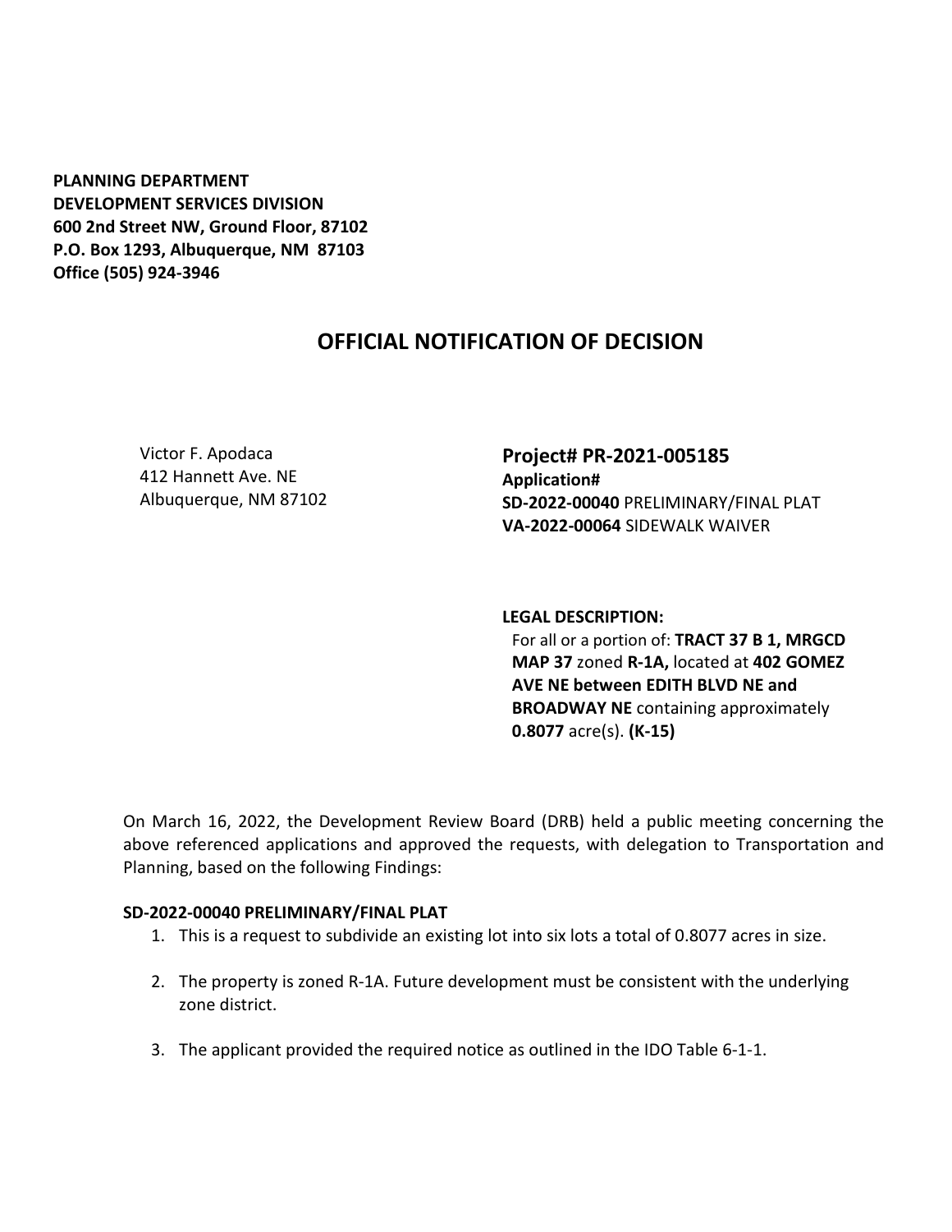**PLANNING DEPARTMENT**
**DEVELOPMENT SERVICES DIVISION**
**600 2nd Street NW, Ground Floor, 87102**
**P.O. Box 1293, Albuquerque, NM 87103**
**Office (505) 924-3946**

# OFFICIAL NOTIFICATION OF DECISION

Victor F. Apodaca
412 Hannett Ave. NE
Albuquerque, NM 87102

## Project# PR-2021-005185

**Application#**
**SD-2022-00040** PRELIMINARY/FINAL PLAT
**VA-2022-00064** SIDEWALK WAIVER

**LEGAL DESCRIPTION:**
For all or a portion of: **TRACT 37 B 1, MRGCD MAP 37** zoned **R-1A,** located at **402 GOMEZ AVE NE between EDITH BLVD NE and BROADWAY NE** containing approximately **0.8077** acre(s). **(K-15)**

On March 16, 2022, the Development Review Board (DRB) held a public meeting concerning the above referenced applications and approved the requests, with delegation to Transportation and Planning, based on the following Findings:

**SD-2022-00040 PRELIMINARY/FINAL PLAT**

1. This is a request to subdivide an existing lot into six lots a total of 0.8077 acres in size.

2. The property is zoned R-1A. Future development must be consistent with the underlying zone district.

3. The applicant provided the required notice as outlined in the IDO Table 6-1-1.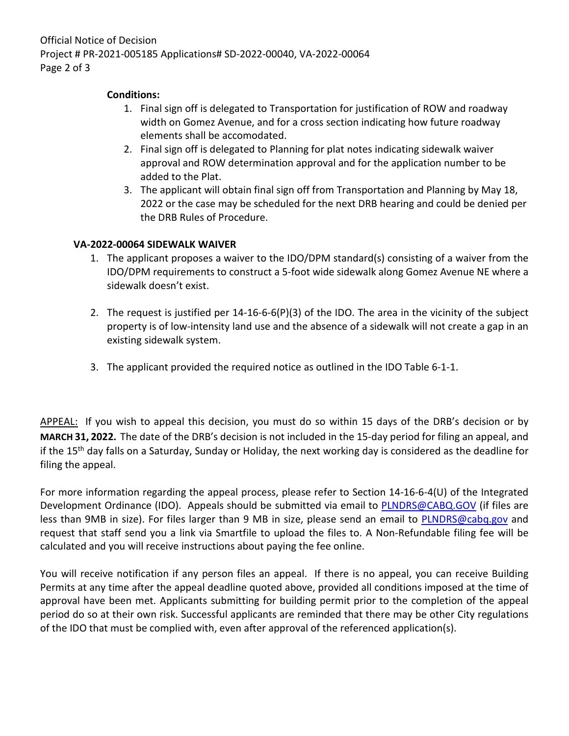**Conditions:**

1. Final sign off is delegated to Transportation for justification of ROW and roadway width on Gomez Avenue, and for a cross section indicating how future roadway elements shall be accomodated.
2. Final sign off is delegated to Planning for plat notes indicating sidewalk waiver approval and ROW determination approval and for the application number to be added to the Plat.
3. The applicant will obtain final sign off from Transportation and Planning by May 18, 2022 or the case may be scheduled for the next DRB hearing and could be denied per the DRB Rules of Procedure.

**VA-2022-00064 SIDEWALK WAIVER**

1. The applicant proposes a waiver to the IDO/DPM standard(s) consisting of a waiver from the IDO/DPM requirements to construct a 5-foot wide sidewalk along Gomez Avenue NE where a sidewalk doesn't exist.
2. The request is justified per 14-16-6-6(P)(3) of the IDO. The area in the vicinity of the subject property is of low-intensity land use and the absence of a sidewalk will not create a gap in an existing sidewalk system.
3. The applicant provided the required notice as outlined in the IDO Table 6-1-1.

APPEAL: If you wish to appeal this decision, you must do so within 15 days of the DRB's decision or by **MARCH 31, 2022.** The date of the DRB's decision is not included in the 15-day period for filing an appeal, and if the 15th day falls on a Saturday, Sunday or Holiday, the next working day is considered as the deadline for filing the appeal.

For more information regarding the appeal process, please refer to Section 14-16-6-4(U) of the Integrated Development Ordinance (IDO). Appeals should be submitted via email to PLNDRS@CABQ.GOV (if files are less than 9MB in size). For files larger than 9 MB in size, please send an email to PLNDRS@cabq.gov and request that staff send you a link via Smartfile to upload the files to. A Non-Refundable filing fee will be calculated and you will receive instructions about paying the fee online.

You will receive notification if any person files an appeal. If there is no appeal, you can receive Building Permits at any time after the appeal deadline quoted above, provided all conditions imposed at the time of approval have been met. Applicants submitting for building permit prior to the completion of the appeal period do so at their own risk. Successful applicants are reminded that there may be other City regulations of the IDO that must be complied with, even after approval of the referenced application(s).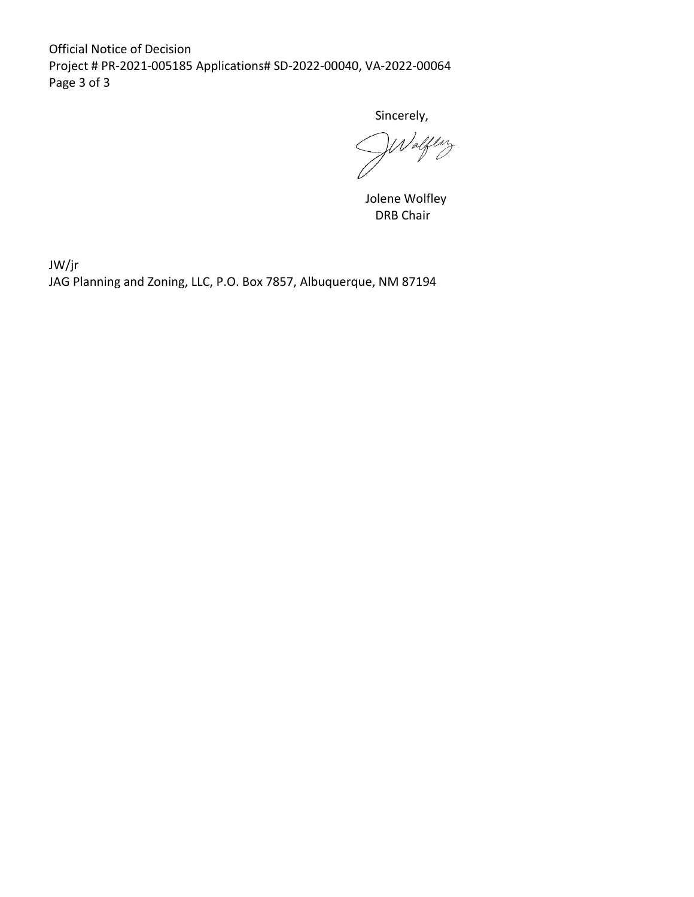Sincerely,

Jolene Wolfley
DRB Chair

JW/jr
JAG Planning and Zoning, LLC, P.O. Box 7857, Albuquerque, NM 87194